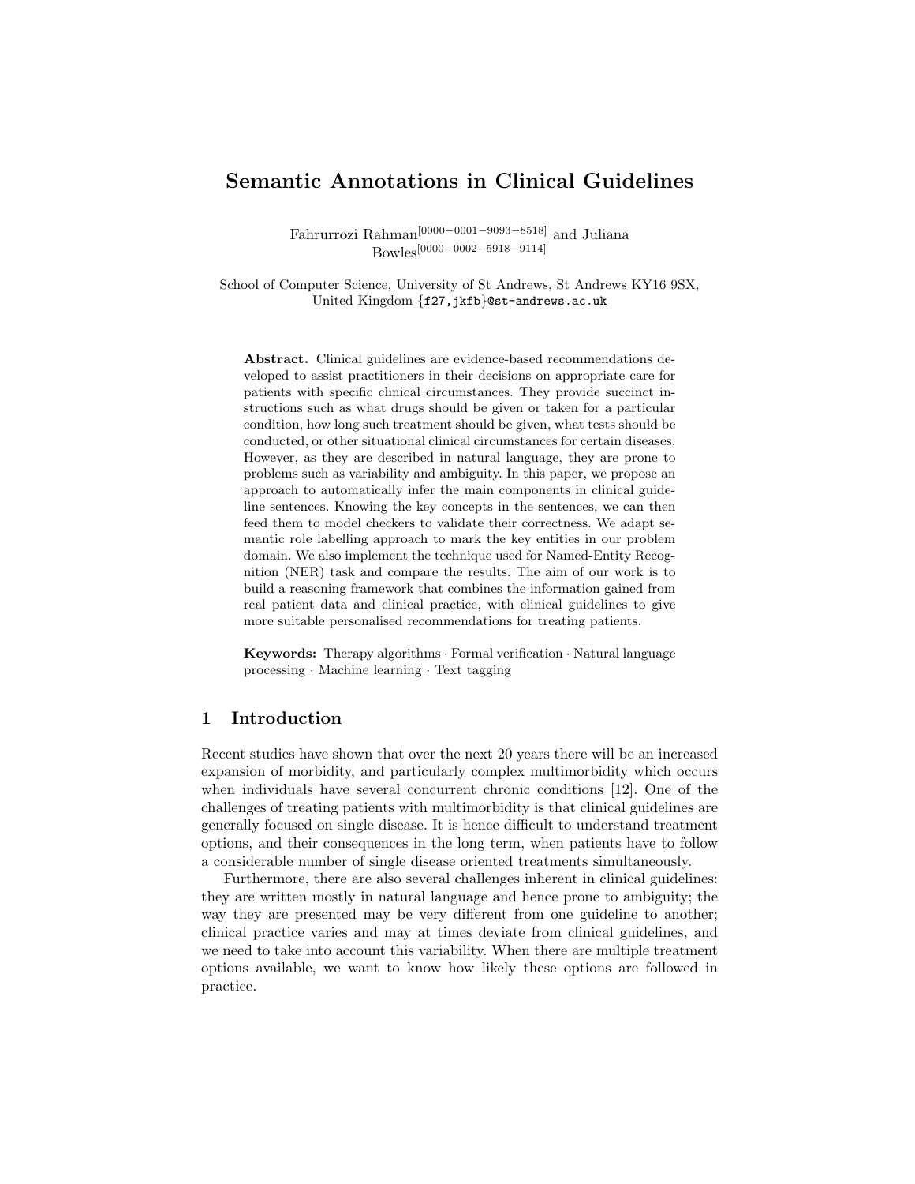# Semantic Annotations in Clinical Guidelines

Fahrurrozi Rahman[0000−0001−9093−8518] and Juliana Bowles[0000−0002−5918−9114]

School of Computer Science, University of St Andrews, St Andrews KY16 9SX, United Kingdom {f27,jkfb}@st-andrews.ac.uk

**Abstract.** Clinical guidelines are evidence-based recommendations developed to assist practitioners in their decisions on appropriate care for patients with specific clinical circumstances. They provide succinct instructions such as what drugs should be given or taken for a particular condition, how long such treatment should be given, what tests should be conducted, or other situational clinical circumstances for certain diseases. However, as they are described in natural language, they are prone to problems such as variability and ambiguity. In this paper, we propose an approach to automatically infer the main components in clinical guideline sentences. Knowing the key concepts in the sentences, we can then feed them to model checkers to validate their correctness. We adapt semantic role labelling approach to mark the key entities in our problem domain. We also implement the technique used for Named-Entity Recognition (NER) task and compare the results. The aim of our work is to build a reasoning framework that combines the information gained from real patient data and clinical practice, with clinical guidelines to give more suitable personalised recommendations for treating patients.

**Keywords:** Therapy algorithms · Formal verification · Natural language processing · Machine learning · Text tagging

## 1 Introduction

Recent studies have shown that over the next 20 years there will be an increased expansion of morbidity, and particularly complex multimorbidity which occurs when individuals have several concurrent chronic conditions [12]. One of the challenges of treating patients with multimorbidity is that clinical guidelines are generally focused on single disease. It is hence difficult to understand treatment options, and their consequences in the long term, when patients have to follow a considerable number of single disease oriented treatments simultaneously.

Furthermore, there are also several challenges inherent in clinical guidelines: they are written mostly in natural language and hence prone to ambiguity; the way they are presented may be very different from one guideline to another; clinical practice varies and may at times deviate from clinical guidelines, and we need to take into account this variability. When there are multiple treatment options available, we want to know how likely these options are followed in practice.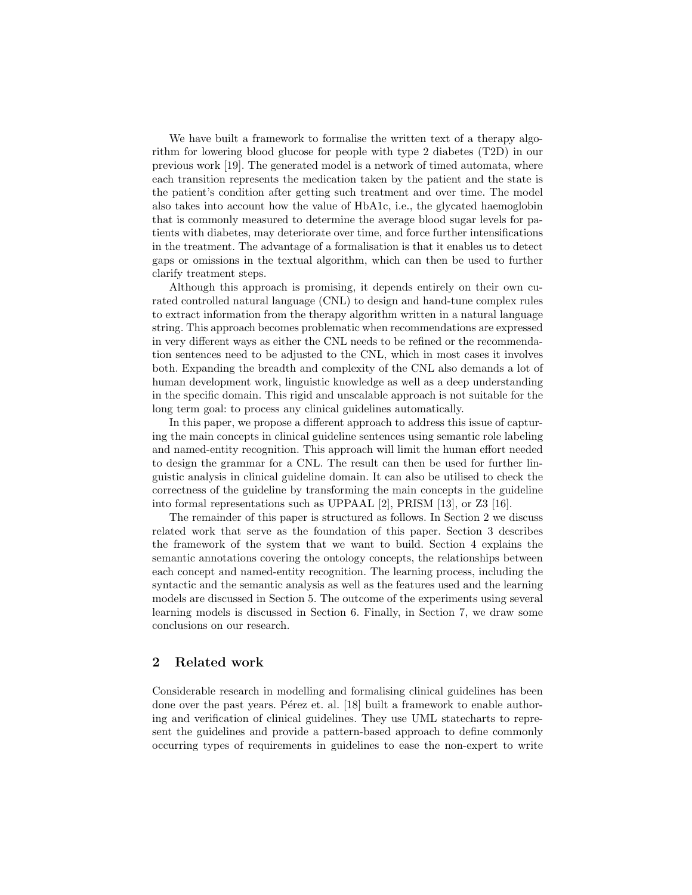We have built a framework to formalise the written text of a therapy algorithm for lowering blood glucose for people with type 2 diabetes (T2D) in our previous work [19]. The generated model is a network of timed automata, where each transition represents the medication taken by the patient and the state is the patient's condition after getting such treatment and over time. The model also takes into account how the value of HbA1c, i.e., the glycated haemoglobin that is commonly measured to determine the average blood sugar levels for patients with diabetes, may deteriorate over time, and force further intensifications in the treatment. The advantage of a formalisation is that it enables us to detect gaps or omissions in the textual algorithm, which can then be used to further clarify treatment steps.

Although this approach is promising, it depends entirely on their own curated controlled natural language (CNL) to design and hand-tune complex rules to extract information from the therapy algorithm written in a natural language string. This approach becomes problematic when recommendations are expressed in very different ways as either the CNL needs to be refined or the recommendation sentences need to be adjusted to the CNL, which in most cases it involves both. Expanding the breadth and complexity of the CNL also demands a lot of human development work, linguistic knowledge as well as a deep understanding in the specific domain. This rigid and unscalable approach is not suitable for the long term goal: to process any clinical guidelines automatically.

In this paper, we propose a different approach to address this issue of capturing the main concepts in clinical guideline sentences using semantic role labeling and named-entity recognition. This approach will limit the human effort needed to design the grammar for a CNL. The result can then be used for further linguistic analysis in clinical guideline domain. It can also be utilised to check the correctness of the guideline by transforming the main concepts in the guideline into formal representations such as UPPAAL [2], PRISM [13], or Z3 [16].

The remainder of this paper is structured as follows. In Section 2 we discuss related work that serve as the foundation of this paper. Section 3 describes the framework of the system that we want to build. Section 4 explains the semantic annotations covering the ontology concepts, the relationships between each concept and named-entity recognition. The learning process, including the syntactic and the semantic analysis as well as the features used and the learning models are discussed in Section 5. The outcome of the experiments using several learning models is discussed in Section 6. Finally, in Section 7, we draw some conclusions on our research.

## 2 Related work

Considerable research in modelling and formalising clinical guidelines has been done over the past years. Pérez et. al. [18] built a framework to enable authoring and verification of clinical guidelines. They use UML statecharts to represent the guidelines and provide a pattern-based approach to define commonly occurring types of requirements in guidelines to ease the non-expert to write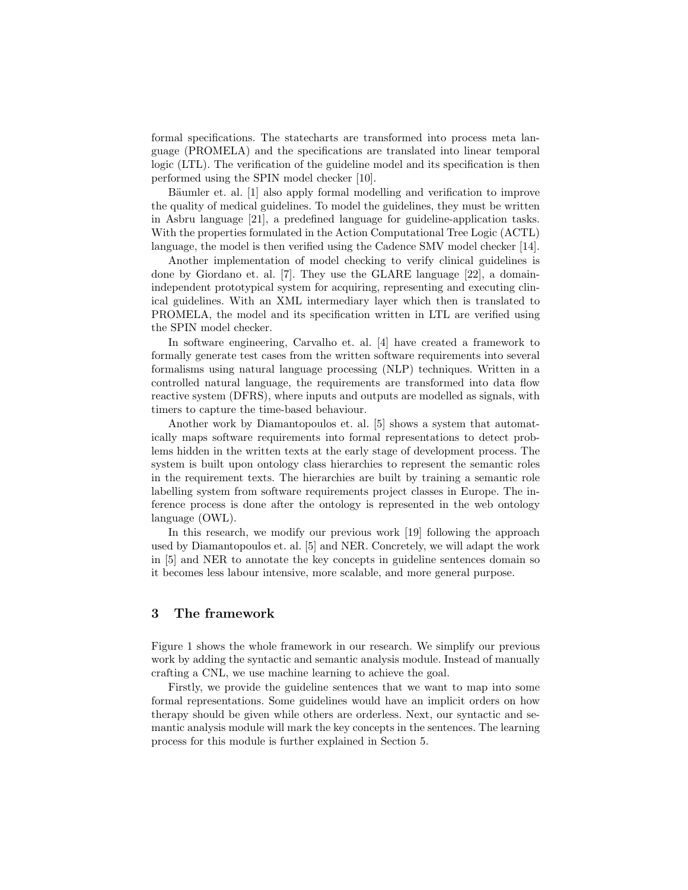formal specifications. The statecharts are transformed into process meta language (PROMELA) and the specifications are translated into linear temporal logic (LTL). The verification of the guideline model and its specification is then performed using the SPIN model checker [10].

Bäumler et. al. [1] also apply formal modelling and verification to improve the quality of medical guidelines. To model the guidelines, they must be written in Asbru language [21], a predefined language for guideline-application tasks. With the properties formulated in the Action Computational Tree Logic (ACTL) language, the model is then verified using the Cadence SMV model checker [14].

Another implementation of model checking to verify clinical guidelines is done by Giordano et. al. [7]. They use the GLARE language [22], a domain-independent prototypical system for acquiring, representing and executing clinical guidelines. With an XML intermediary layer which then is translated to PROMELA, the model and its specification written in LTL are verified using the SPIN model checker.

In software engineering, Carvalho et. al. [4] have created a framework to formally generate test cases from the written software requirements into several formalisms using natural language processing (NLP) techniques. Written in a controlled natural language, the requirements are transformed into data flow reactive system (DFRS), where inputs and outputs are modelled as signals, with timers to capture the time-based behaviour.

Another work by Diamantopoulos et. al. [5] shows a system that automatically maps software requirements into formal representations to detect problems hidden in the written texts at the early stage of development process. The system is built upon ontology class hierarchies to represent the semantic roles in the requirement texts. The hierarchies are built by training a semantic role labelling system from software requirements project classes in Europe. The inference process is done after the ontology is represented in the web ontology language (OWL).

In this research, we modify our previous work [19] following the approach used by Diamantopoulos et. al. [5] and NER. Concretely, we will adapt the work in [5] and NER to annotate the key concepts in guideline sentences domain so it becomes less labour intensive, more scalable, and more general purpose.

## 3 The framework

Figure 1 shows the whole framework in our research. We simplify our previous work by adding the syntactic and semantic analysis module. Instead of manually crafting a CNL, we use machine learning to achieve the goal.

Firstly, we provide the guideline sentences that we want to map into some formal representations. Some guidelines would have an implicit orders on how therapy should be given while others are orderless. Next, our syntactic and semantic analysis module will mark the key concepts in the sentences. The learning process for this module is further explained in Section 5.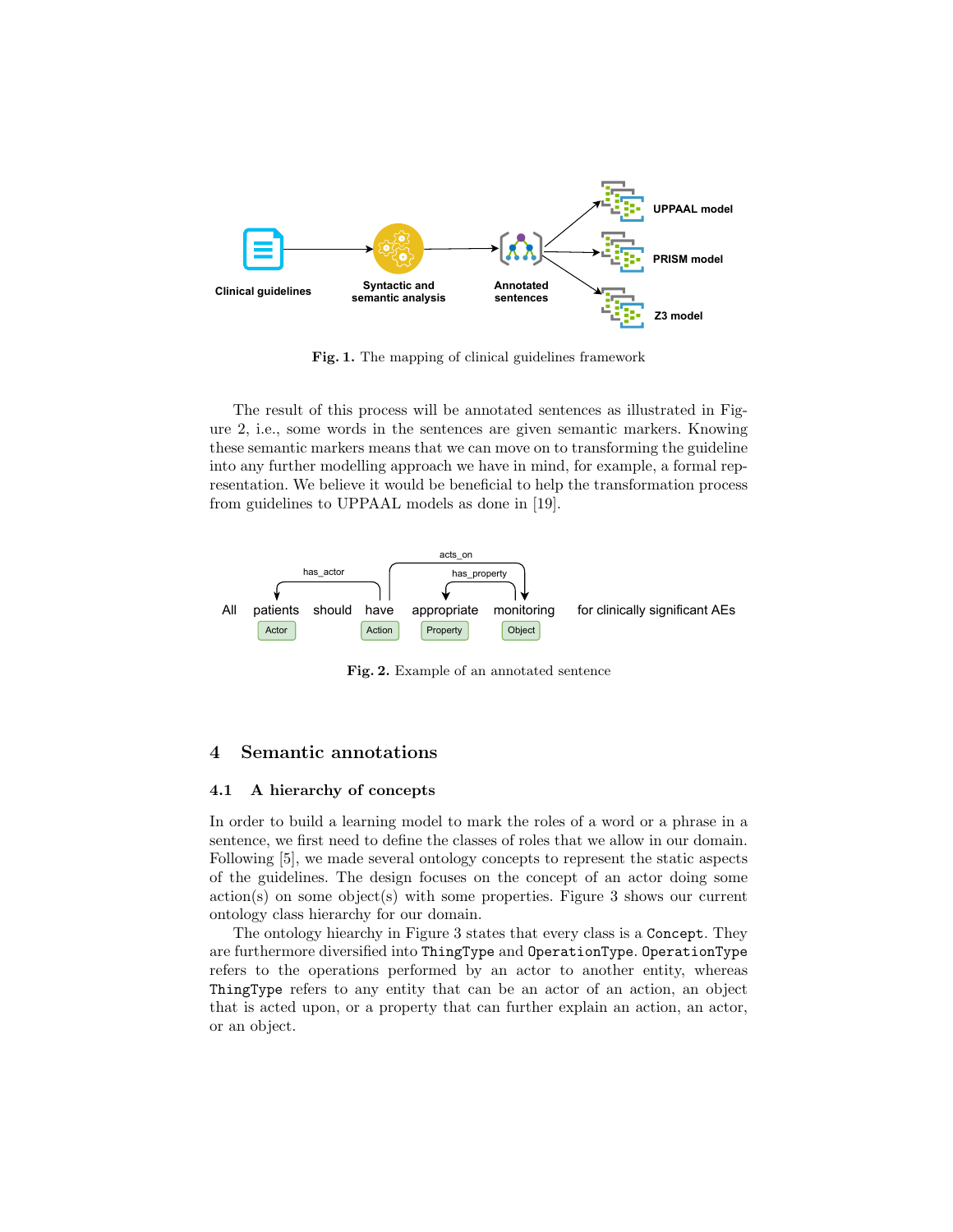**Fig. 1.** The mapping of clinical guidelines framework

The result of this process will be annotated sentences as illustrated in Figure 2, i.e., some words in the sentences are given semantic markers. Knowing these semantic markers means that we can move on to transforming the guideline into any further modelling approach we have in mind, for example, a formal representation. We believe it would be beneficial to help the transformation process from guidelines to UPPAAL models as done in [19].

**Fig. 2.** Example of an annotated sentence

## 4 Semantic annotations

### 4.1 A hierarchy of concepts

In order to build a learning model to mark the roles of a word or a phrase in a sentence, we first need to define the classes of roles that we allow in our domain. Following [5], we made several ontology concepts to represent the static aspects of the guidelines. The design focuses on the concept of an actor doing some action(s) on some object(s) with some properties. Figure 3 shows our current ontology class hierarchy for our domain.

The ontology hiearchy in Figure 3 states that every class is a `Concept`. They are furthermore diversified into `ThingType` and `OperationType`. `OperationType` refers to the operations performed by an actor to another entity, whereas `ThingType` refers to any entity that can be an actor of an action, an object that is acted upon, or a property that can further explain an action, an actor, or an object.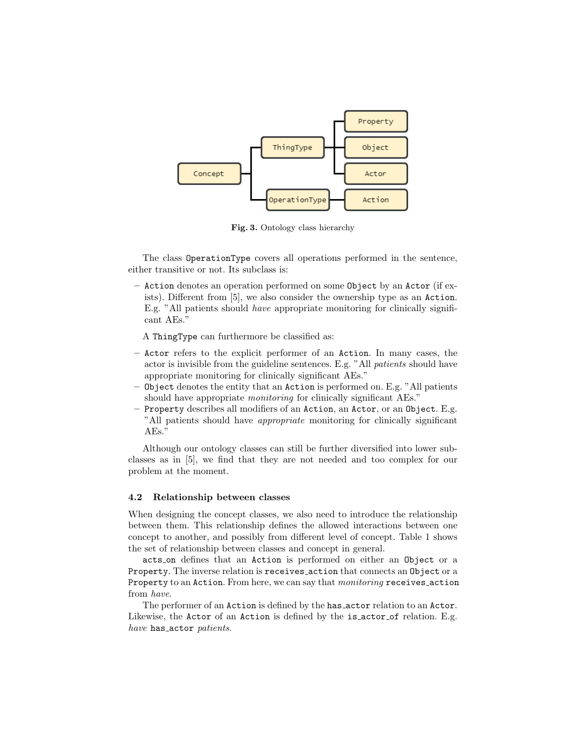Fig. 3. Ontology class hierarchy

The class `OperationType` covers all operations performed in the sentence, either transitive or not. Its subclass is:

- `Action` denotes an operation performed on some `Object` by an `Actor` (if exists). Different from [5], we also consider the ownership type as an `Action`. E.g. "All patients should *have* appropriate monitoring for clinically significant AEs."

A `ThingType` can furthermore be classified as:

- `Actor` refers to the explicit performer of an `Action`. In many cases, the actor is invisible from the guideline sentences. E.g. "All *patients* should have appropriate monitoring for clinically significant AEs."
- `Object` denotes the entity that an `Action` is performed on. E.g. "All patients should have appropriate *monitoring* for clinically significant AEs."
- `Property` describes all modifiers of an `Action`, an `Actor`, or an `Object`. E.g. "All patients should have *appropriate* monitoring for clinically significant AEs."

Although our ontology classes can still be further diversified into lower subclasses as in [5], we find that they are not needed and too complex for our problem at the moment.

### 4.2 Relationship between classes

When designing the concept classes, we also need to introduce the relationship between them. This relationship defines the allowed interactions between one concept to another, and possibly from different level of concept. Table 1 shows the set of relationship between classes and concept in general.

`acts_on` defines that an `Action` is performed on either an `Object` or a `Property`. The inverse relation is `receives_action` that connects an `Object` or a `Property` to an `Action`. From here, we can say that *monitoring* `receives_action` from *have*.

The performer of an `Action` is defined by the `has_actor` relation to an `Actor`. Likewise, the `Actor` of an `Action` is defined by the `is_actor_of` relation. E.g. *have* `has_actor` *patients*.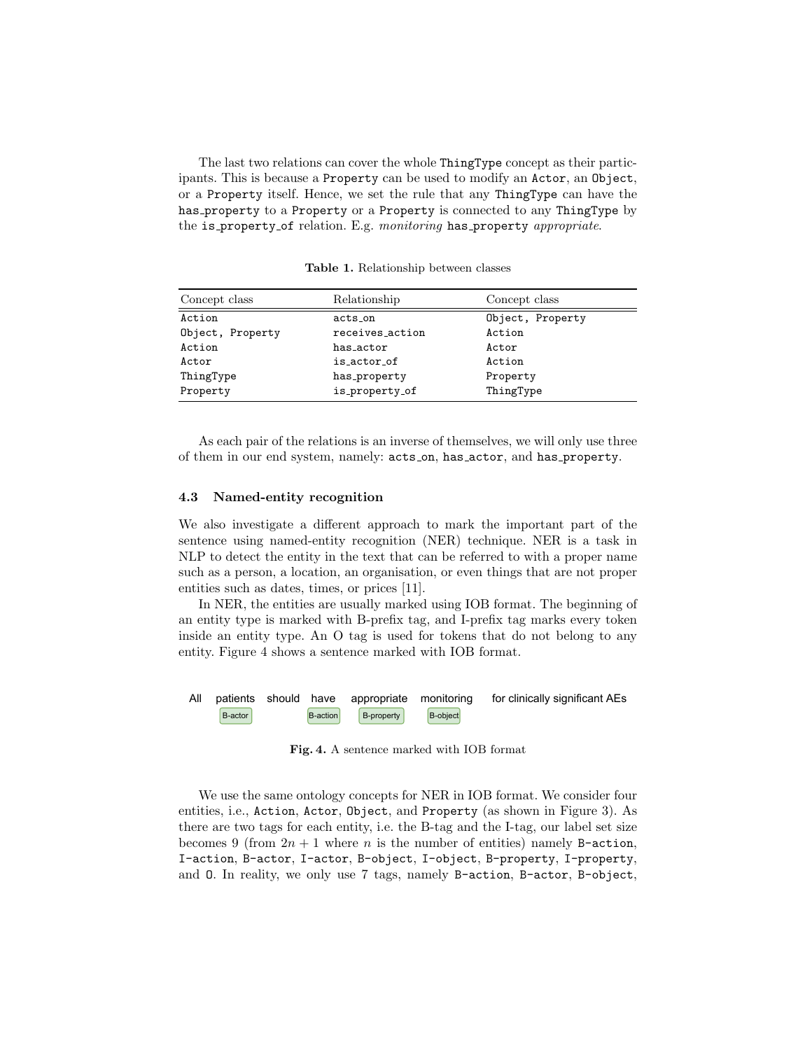The last two relations can cover the whole ThingType concept as their participants. This is because a Property can be used to modify an Actor, an Object, or a Property itself. Hence, we set the rule that any ThingType can have the has_property to a Property or a Property is connected to any ThingType by the is_property_of relation. E.g. *monitoring* has_property *appropriate*.

**Table 1.** Relationship between classes

| Concept class | Relationship | Concept class |
|---|---|---|
| Action | acts_on | Object, Property |
| Object, Property | receives_action | Action |
| Action | has_actor | Actor |
| Actor | is_actor_of | Action |
| ThingType | has_property | Property |
| Property | is_property_of | ThingType |

As each pair of the relations is an inverse of themselves, we will only use three of them in our end system, namely: acts_on, has_actor, and has_property.

### 4.3 Named-entity recognition

We also investigate a different approach to mark the important part of the sentence using named-entity recognition (NER) technique. NER is a task in NLP to detect the entity in the text that can be referred to with a proper name such as a person, a location, an organisation, or even things that are not proper entities such as dates, times, or prices [11].

In NER, the entities are usually marked using IOB format. The beginning of an entity type is marked with B-prefix tag, and I-prefix tag marks every token inside an entity type. An O tag is used for tokens that do not belong to any entity. Figure 4 shows a sentence marked with IOB format.

| All | patients | should | have | appropriate | monitoring | for clinically significant AEs |
|---|---|---|---|---|---|---|
| | B-actor | | B-action | B-property | B-object | |

**Fig. 4.** A sentence marked with IOB format

We use the same ontology concepts for NER in IOB format. We consider four entities, i.e., Action, Actor, Object, and Property (as shown in Figure 3). As there are two tags for each entity, i.e. the B-tag and the I-tag, our label set size becomes 9 (from $2n + 1$ where $n$ is the number of entities) namely B-action, I-action, B-actor, I-actor, B-object, I-object, B-property, I-property, and O. In reality, we only use 7 tags, namely B-action, B-actor, B-object,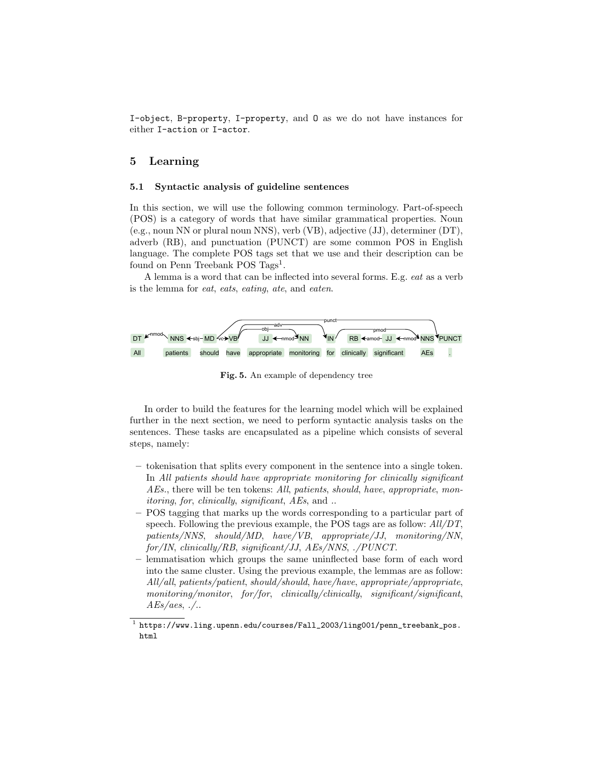I-object, B-property, I-property, and O as we do not have instances for either I-action or I-actor.

## 5 Learning

### 5.1 Syntactic analysis of guideline sentences

In this section, we will use the following common terminology. Part-of-speech (POS) is a category of words that have similar grammatical properties. Noun (e.g., noun NN or plural noun NNS), verb (VB), adjective (JJ), determiner (DT), adverb (RB), and punctuation (PUNCT) are some common POS in English language. The complete POS tags set that we use and their description can be found on Penn Treebank POS Tags[1].

A lemma is a word that can be inflected into several forms. E.g. *eat* as a verb is the lemma for *eat*, *eats*, *eating*, *ate*, and *eaten*.

**Fig. 5.** An example of dependency tree

In order to build the features for the learning model which will be explained further in the next section, we need to perform syntactic analysis tasks on the sentences. These tasks are encapsulated as a pipeline which consists of several steps, namely:

- tokenisation that splits every component in the sentence into a single token. In *All patients should have appropriate monitoring for clinically significant AEs.*, there will be ten tokens: *All*, *patients*, *should*, *have*, *appropriate*, *monitoring*, *for*, *clinically*, *significant*, *AEs*, and *.*.
- POS tagging that marks up the words corresponding to a particular part of speech. Following the previous example, the POS tags are as follow: *All/DT*, *patients/NNS*, *should/MD*, *have/VB*, *appropriate/JJ*, *monitoring/NN*, *for/IN*, *clinically/RB*, *significant/JJ*, *AEs/NNS*, *./PUNCT*.
- lemmatisation which groups the same uninflected base form of each word into the same cluster. Using the previous example, the lemmas are as follow: *All/all*, *patients/patient*, *should/should*, *have/have*, *appropriate/appropriate*, *monitoring/monitor*, *for/for*, *clinically/clinically*, *significant/significant*, *AEs/aes*, *./.*.

[1] https://www.ling.upenn.edu/courses/Fall_2003/ling001/penn_treebank_pos.html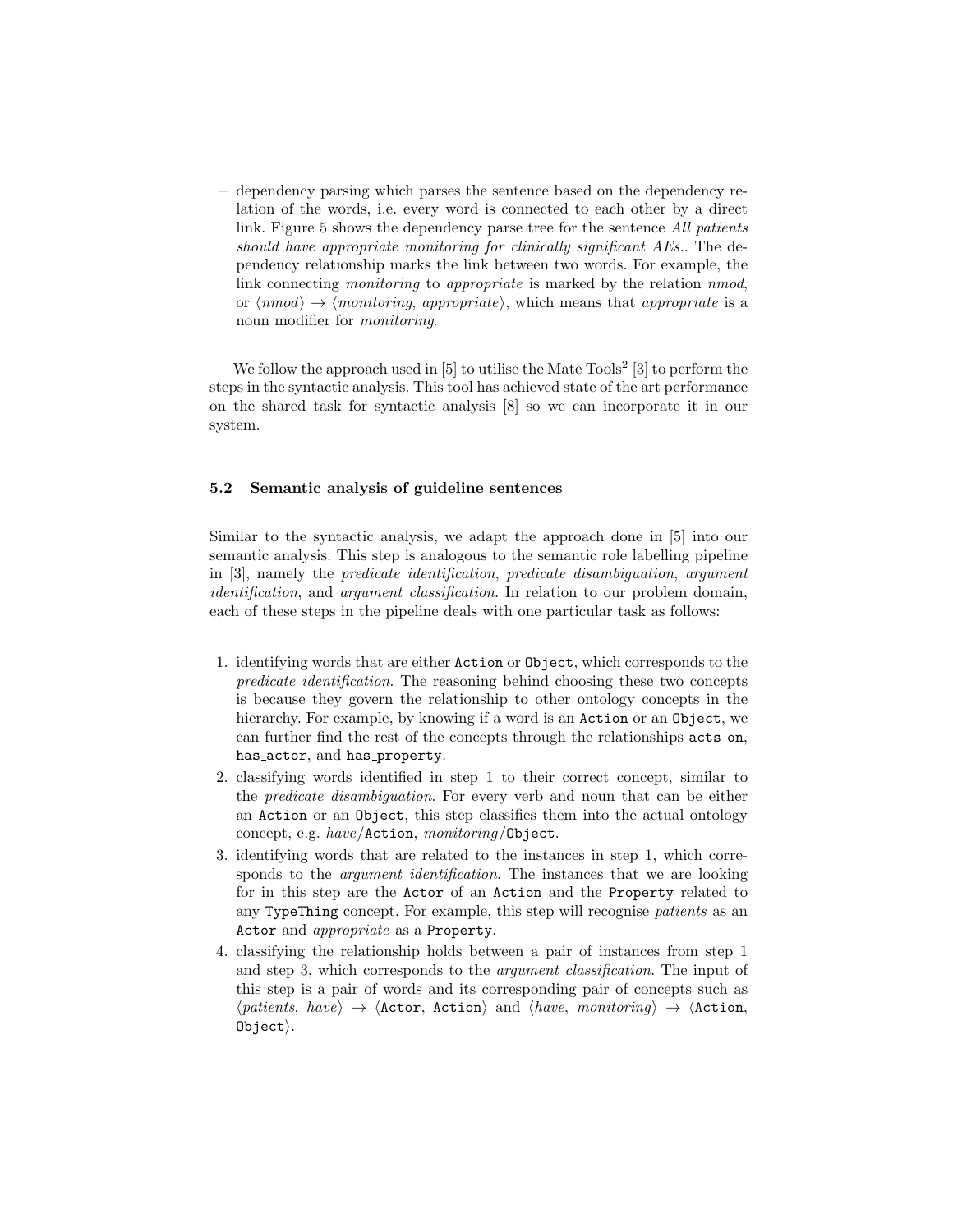– dependency parsing which parses the sentence based on the dependency relation of the words, i.e. every word is connected to each other by a direct link. Figure 5 shows the dependency parse tree for the sentence *All patients should have appropriate monitoring for clinically significant AEs.*. The dependency relationship marks the link between two words. For example, the link connecting *monitoring* to *appropriate* is marked by the relation *nmod*, or ⟨*nmod*⟩ → ⟨*monitoring*, *appropriate*⟩, which means that *appropriate* is a noun modifier for *monitoring*.

We follow the approach used in [5] to utilise the Mate Tools[2] [3] to perform the steps in the syntactic analysis. This tool has achieved state of the art performance on the shared task for syntactic analysis [8] so we can incorporate it in our system.

### 5.2 Semantic analysis of guideline sentences

Similar to the syntactic analysis, we adapt the approach done in [5] into our semantic analysis. This step is analogous to the semantic role labelling pipeline in [3], namely the *predicate identification*, *predicate disambiguation*, *argument identification*, and *argument classification*. In relation to our problem domain, each of these steps in the pipeline deals with one particular task as follows:

1. identifying words that are either `Action` or `Object`, which corresponds to the *predicate identification*. The reasoning behind choosing these two concepts is because they govern the relationship to other ontology concepts in the hierarchy. For example, by knowing if a word is an `Action` or an `Object`, we can further find the rest of the concepts through the relationships `acts_on`, `has_actor`, and `has_property`.
2. classifying words identified in step 1 to their correct concept, similar to the *predicate disambiguation*. For every verb and noun that can be either an `Action` or an `Object`, this step classifies them into the actual ontology concept, e.g. *have*/`Action`, *monitoring*/`Object`.
3. identifying words that are related to the instances in step 1, which corresponds to the *argument identification*. The instances that we are looking for in this step are the `Actor` of an `Action` and the `Property` related to any `TypeThing` concept. For example, this step will recognise *patients* as an `Actor` and *appropriate* as a `Property`.
4. classifying the relationship holds between a pair of instances from step 1 and step 3, which corresponds to the *argument classification*. The input of this step is a pair of words and its corresponding pair of concepts such as ⟨*patients*, *have*⟩ → ⟨`Actor`, `Action`⟩ and ⟨*have*, *monitoring*⟩ → ⟨`Action`, `Object`⟩.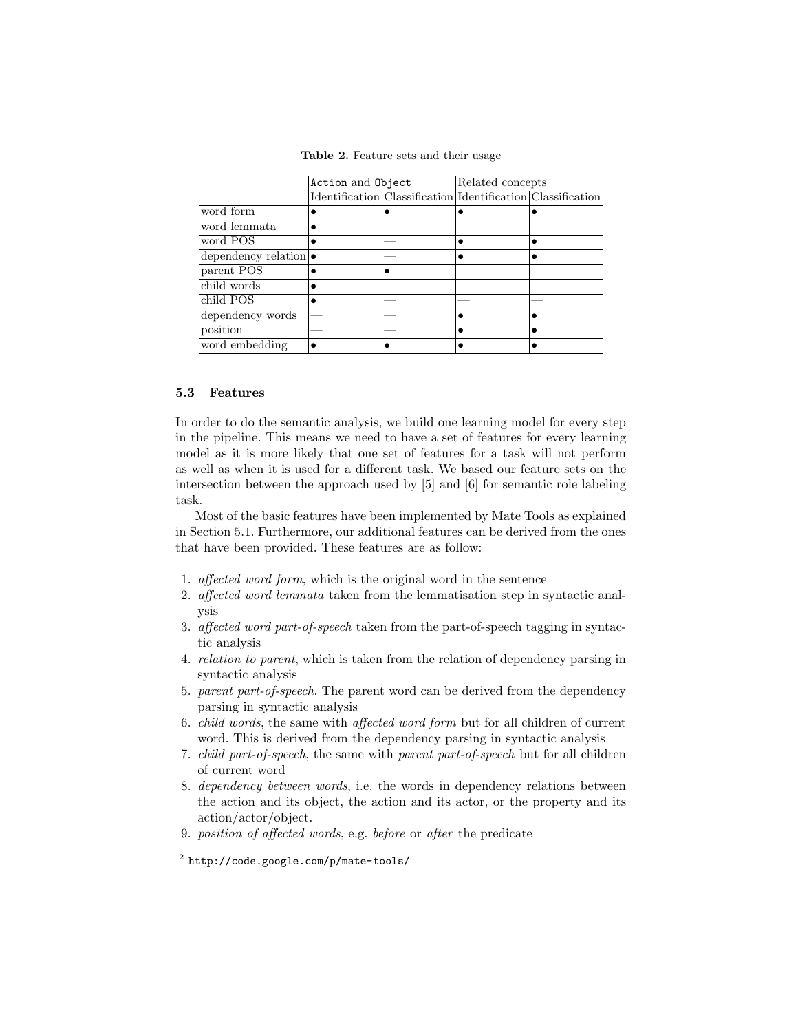**Table 2.** Feature sets and their usage

| | `Action` and `Object` | | Related concepts | |
|---|---|---|---|---|
| | Identification | Classification | Identification | Classification |
| word form | • | • | • | • |
| word lemmata | • | — | — | — |
| word POS | • | — | • | • |
| dependency relation | • | — | • | • |
| parent POS | • | • | — | — |
| child words | • | — | — | — |
| child POS | • | — | — | — |
| dependency words | — | — | • | • |
| position | — | — | • | • |
| word embedding | • | • | • | • |

### 5.3 Features

In order to do the semantic analysis, we build one learning model for every step in the pipeline. This means we need to have a set of features for every learning model as it is more likely that one set of features for a task will not perform as well as when it is used for a different task. We based our feature sets on the intersection between the approach used by [5] and [6] for semantic role labeling task.

Most of the basic features have been implemented by Mate Tools as explained in Section 5.1. Furthermore, our additional features can be derived from the ones that have been provided. These features are as follow:

1. *affected word form*, which is the original word in the sentence
2. *affected word lemmata* taken from the lemmatisation step in syntactic analysis
3. *affected word part-of-speech* taken from the part-of-speech tagging in syntactic analysis
4. *relation to parent*, which is taken from the relation of dependency parsing in syntactic analysis
5. *parent part-of-speech*. The parent word can be derived from the dependency parsing in syntactic analysis
6. *child words*, the same with *affected word form* but for all children of current word. This is derived from the dependency parsing in syntactic analysis
7. *child part-of-speech*, the same with *parent part-of-speech* but for all children of current word
8. *dependency between words*, i.e. the words in dependency relations between the action and its object, the action and its actor, or the property and its action/actor/object.
9. *position of affected words*, e.g. *before* or *after* the predicate

[2] `http://code.google.com/p/mate-tools/`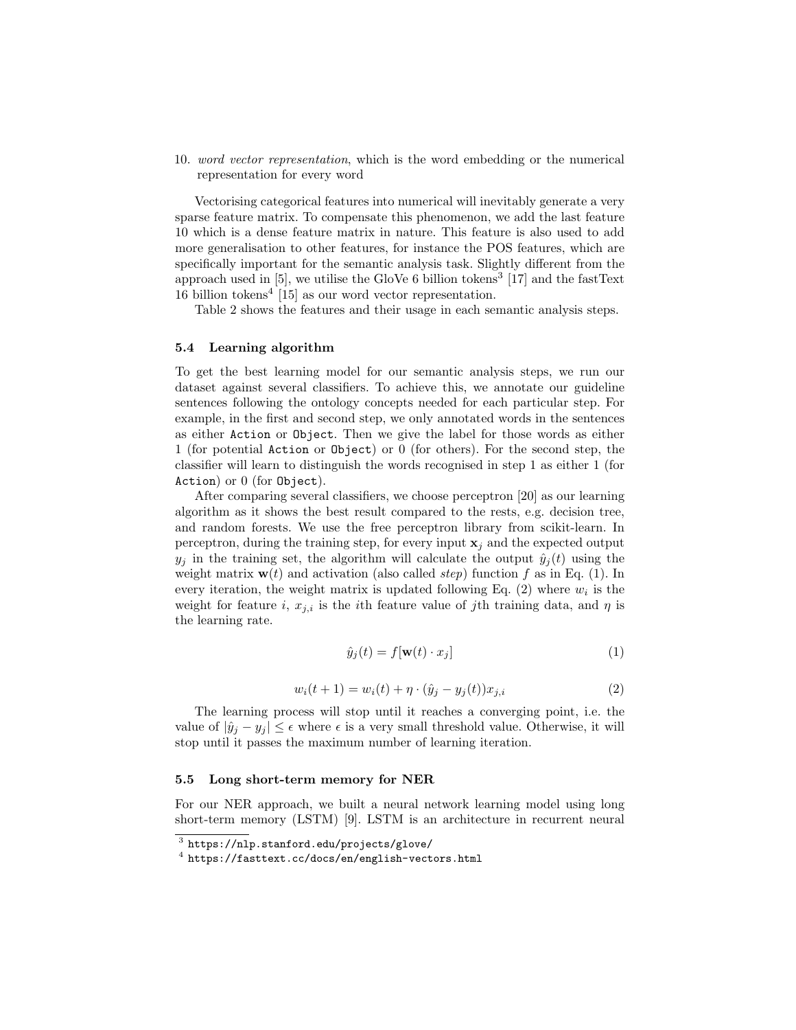10. *word vector representation*, which is the word embedding or the numerical representation for every word

Vectorising categorical features into numerical will inevitably generate a very sparse feature matrix. To compensate this phenomenon, we add the last feature 10 which is a dense feature matrix in nature. This feature is also used to add more generalisation to other features, for instance the POS features, which are specifically important for the semantic analysis task. Slightly different from the approach used in [5], we utilise the GloVe 6 billion tokens[3] [17] and the fastText 16 billion tokens[4] [15] as our word vector representation.

Table 2 shows the features and their usage in each semantic analysis steps.

### 5.4 Learning algorithm

To get the best learning model for our semantic analysis steps, we run our dataset against several classifiers. To achieve this, we annotate our guideline sentences following the ontology concepts needed for each particular step. For example, in the first and second step, we only annotated words in the sentences as either `Action` or `Object`. Then we give the label for those words as either 1 (for potential `Action` or `Object`) or 0 (for others). For the second step, the classifier will learn to distinguish the words recognised in step 1 as either 1 (for `Action`) or 0 (for `Object`).

After comparing several classifiers, we choose perceptron [20] as our learning algorithm as it shows the best result compared to the rests, e.g. decision tree, and random forests. We use the free perceptron library from scikit-learn. In perceptron, during the training step, for every input $\mathbf{x}_j$ and the expected output $y_j$ in the training set, the algorithm will calculate the output $\hat{y}_j(t)$ using the weight matrix $\mathbf{w}(t)$ and activation (also called *step*) function $f$ as in Eq. (1). In every iteration, the weight matrix is updated following Eq. (2) where $w_i$ is the weight for feature $i$, $x_{j,i}$ is the $i$th feature value of $j$th training data, and $\eta$ is the learning rate.

$$\hat{y}_j(t) = f[\mathbf{w}(t) \cdot x_j] \tag{1}$$

$$w_i(t+1) = w_i(t) + \eta \cdot (\hat{y}_j - y_j(t))x_{j,i} \tag{2}$$

The learning process will stop until it reaches a converging point, i.e. the value of $|\hat{y}_j - y_j| \leq \epsilon$ where $\epsilon$ is a very small threshold value. Otherwise, it will stop until it passes the maximum number of learning iteration.

### 5.5 Long short-term memory for NER

For our NER approach, we built a neural network learning model using long short-term memory (LSTM) [9]. LSTM is an architecture in recurrent neural

[3] `https://nlp.stanford.edu/projects/glove/`

[4] `https://fasttext.cc/docs/en/english-vectors.html`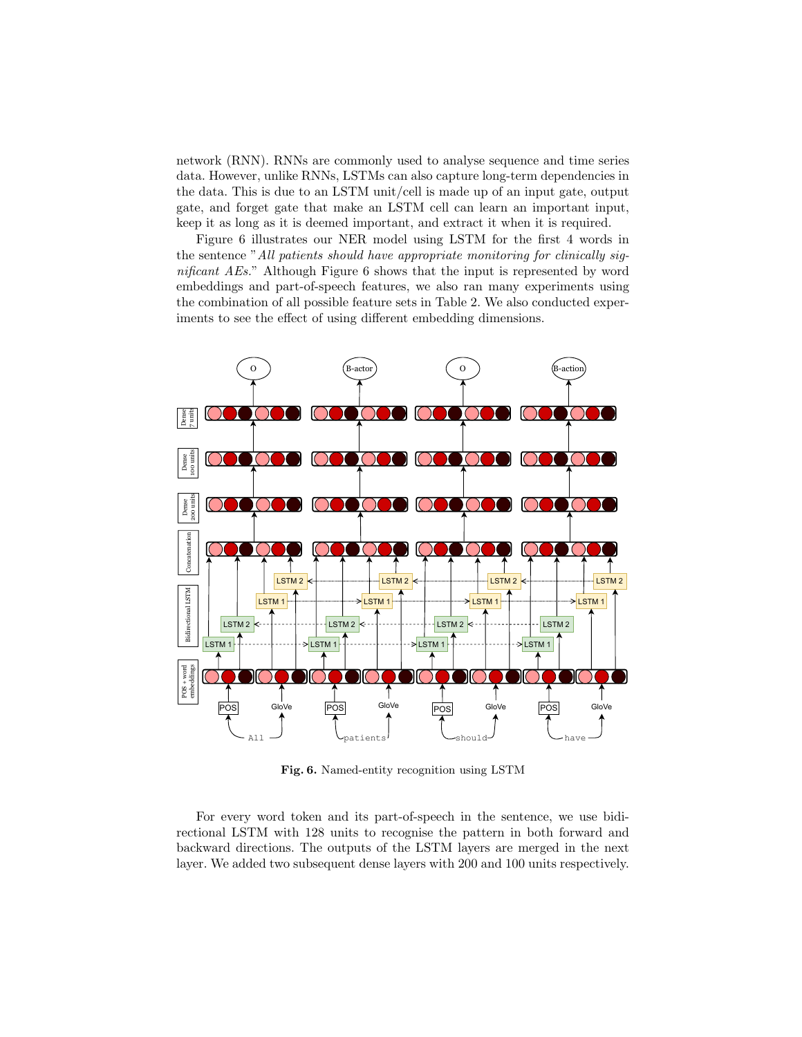network (RNN). RNNs are commonly used to analyse sequence and time series data. However, unlike RNNs, LSTMs can also capture long-term dependencies in the data. This is due to an LSTM unit/cell is made up of an input gate, output gate, and forget gate that make an LSTM cell can learn an important input, keep it as long as it is deemed important, and extract it when it is required.

Figure 6 illustrates our NER model using LSTM for the first 4 words in the sentence "*All patients should have appropriate monitoring for clinically significant AEs.*" Although Figure 6 shows that the input is represented by word embeddings and part-of-speech features, we also ran many experiments using the combination of all possible feature sets in Table 2. We also conducted experiments to see the effect of using different embedding dimensions.

**Fig. 6.** Named-entity recognition using LSTM

For every word token and its part-of-speech in the sentence, we use bidirectional LSTM with 128 units to recognise the pattern in both forward and backward directions. The outputs of the LSTM layers are merged in the next layer. We added two subsequent dense layers with 200 and 100 units respectively.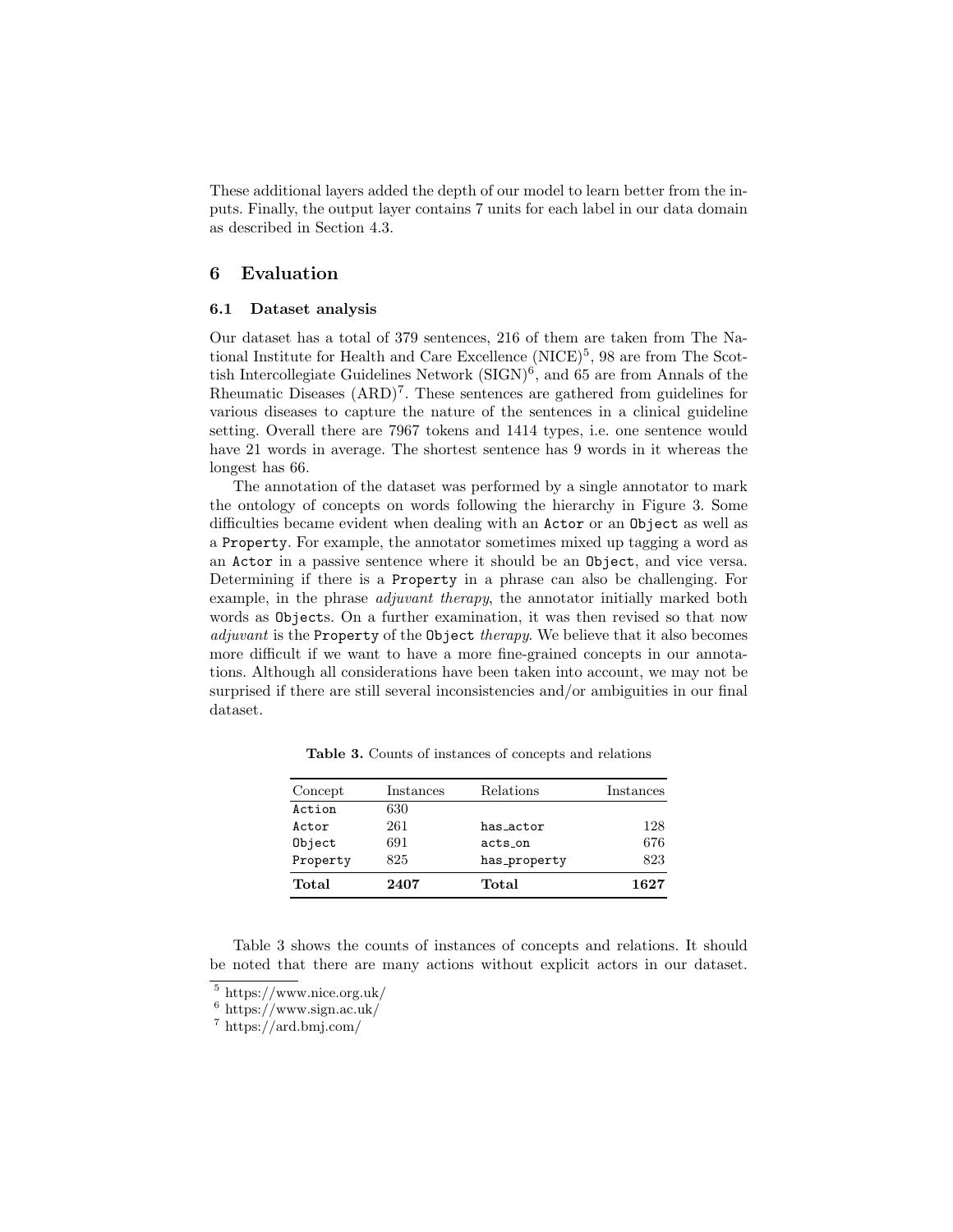These additional layers added the depth of our model to learn better from the inputs. Finally, the output layer contains 7 units for each label in our data domain as described in Section 4.3.

## 6 Evaluation

### 6.1 Dataset analysis

Our dataset has a total of 379 sentences, 216 of them are taken from The National Institute for Health and Care Excellence (NICE)[5], 98 are from The Scottish Intercollegiate Guidelines Network (SIGN)[6], and 65 are from Annals of the Rheumatic Diseases (ARD)[7]. These sentences are gathered from guidelines for various diseases to capture the nature of the sentences in a clinical guideline setting. Overall there are 7967 tokens and 1414 types, i.e. one sentence would have 21 words in average. The shortest sentence has 9 words in it whereas the longest has 66.

The annotation of the dataset was performed by a single annotator to mark the ontology of concepts on words following the hierarchy in Figure 3. Some difficulties became evident when dealing with an `Actor` or an `Object` as well as a `Property`. For example, the annotator sometimes mixed up tagging a word as an `Actor` in a passive sentence where it should be an `Object`, and vice versa. Determining if there is a `Property` in a phrase can also be challenging. For example, in the phrase *adjuvant therapy*, the annotator initially marked both words as `Object`s. On a further examination, it was then revised so that now *adjuvant* is the `Property` of the `Object` *therapy*. We believe that it also becomes more difficult if we want to have a more fine-grained concepts in our annotations. Although all considerations have been taken into account, we may not be surprised if there are still several inconsistencies and/or ambiguities in our final dataset.

**Table 3.** Counts of instances of concepts and relations

| Concept | Instances | Relations | Instances |
|---|---|---|---|
| `Action` | 630 | | |
| `Actor` | 261 | `has_actor` | 128 |
| `Object` | 691 | `acts_on` | 676 |
| `Property` | 825 | `has_property` | 823 |
| **Total** | **2407** | **Total** | **1627** |

Table 3 shows the counts of instances of concepts and relations. It should be noted that there are many actions without explicit actors in our dataset.

[5] https://www.nice.org.uk/
[6] https://www.sign.ac.uk/
[7] https://ard.bmj.com/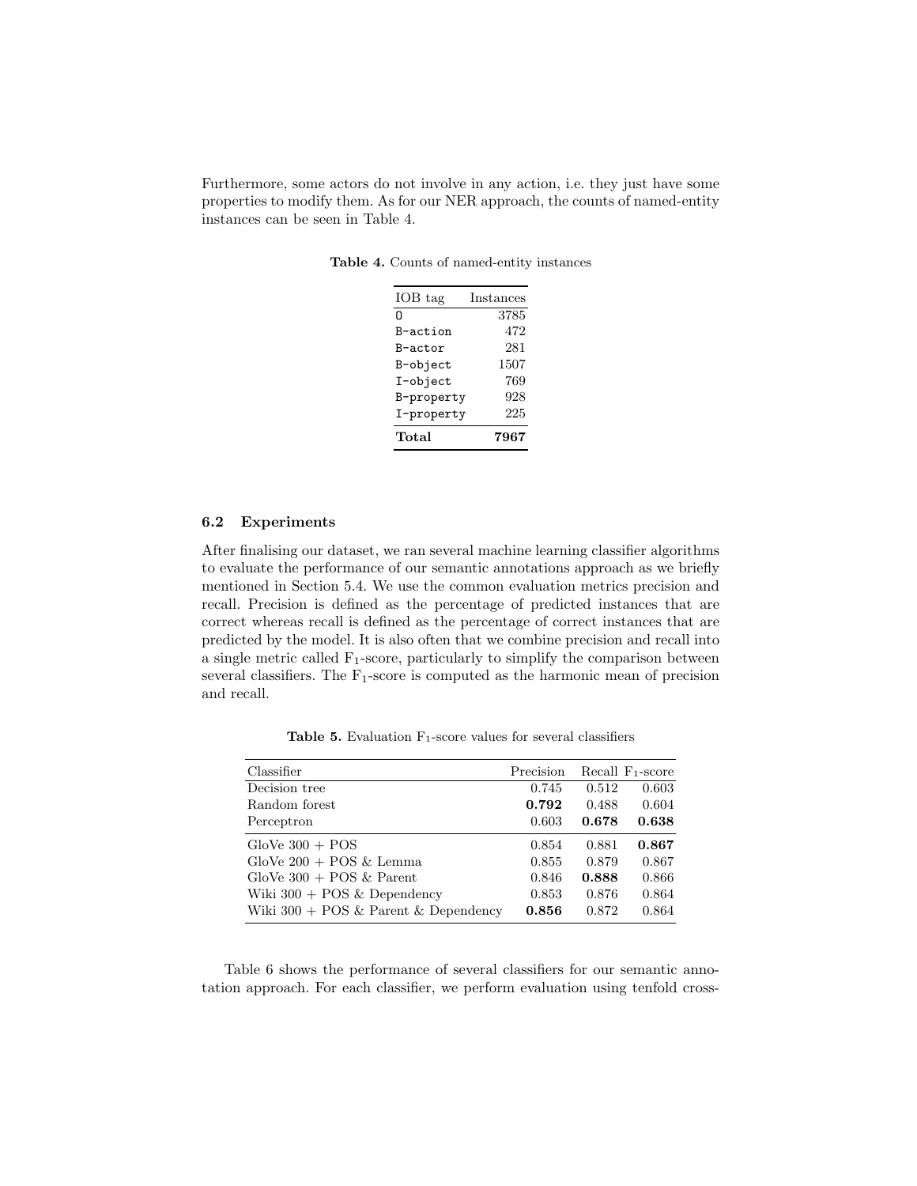Furthermore, some actors do not involve in any action, i.e. they just have some properties to modify them. As for our NER approach, the counts of named-entity instances can be seen in Table 4.

**Table 4.** Counts of named-entity instances

| IOB tag | Instances |
|---|---:|
| O | 3785 |
| B-action | 472 |
| B-actor | 281 |
| B-object | 1507 |
| I-object | 769 |
| B-property | 928 |
| I-property | 225 |
| **Total** | **7967** |

### 6.2 Experiments

After finalising our dataset, we ran several machine learning classifier algorithms to evaluate the performance of our semantic annotations approach as we briefly mentioned in Section 5.4. We use the common evaluation metrics precision and recall. Precision is defined as the percentage of predicted instances that are correct whereas recall is defined as the percentage of correct instances that are predicted by the model. It is also often that we combine precision and recall into a single metric called $F_1$-score, particularly to simplify the comparison between several classifiers. The $F_1$-score is computed as the harmonic mean of precision and recall.

**Table 5.** Evaluation $F_1$-score values for several classifiers

| Classifier | Precision | Recall | $F_1$-score |
|---|---:|---:|---:|
| Decision tree | 0.745 | 0.512 | 0.603 |
| Random forest | **0.792** | 0.488 | 0.604 |
| Perceptron | 0.603 | **0.678** | **0.638** |
| GloVe 300 + POS | 0.854 | 0.881 | **0.867** |
| GloVe 200 + POS & Lemma | 0.855 | 0.879 | 0.867 |
| GloVe 300 + POS & Parent | 0.846 | **0.888** | 0.866 |
| Wiki 300 + POS & Dependency | 0.853 | 0.876 | 0.864 |
| Wiki 300 + POS & Parent & Dependency | **0.856** | 0.872 | 0.864 |

Table 6 shows the performance of several classifiers for our semantic annotation approach. For each classifier, we perform evaluation using tenfold cross-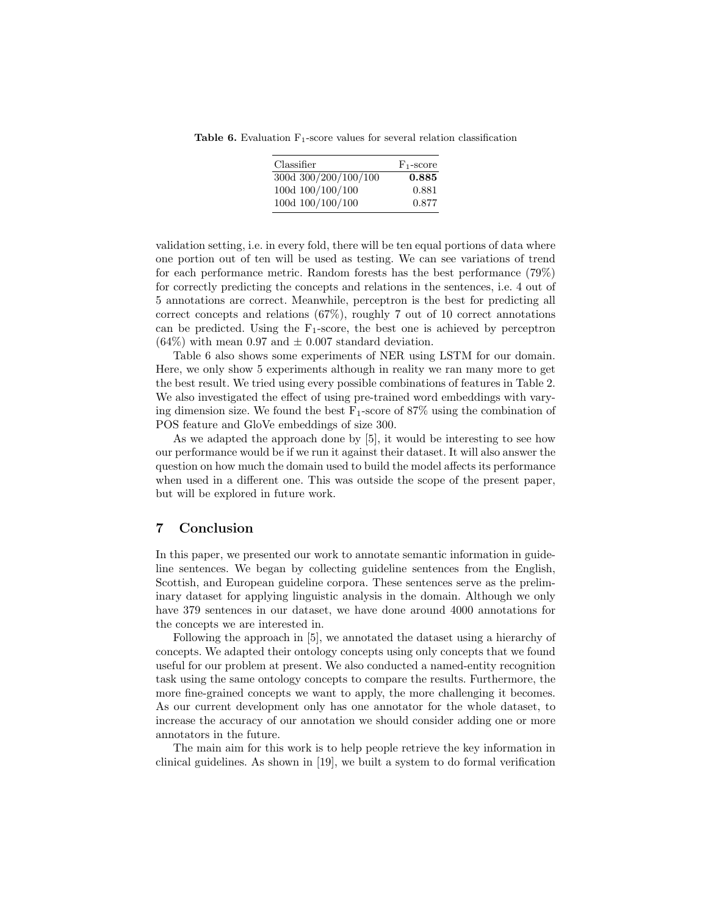**Table 6.** Evaluation $F_1$-score values for several relation classification

| Classifier | $F_1$-score |
|---|---|
| 300d 300/200/100/100 | **0.885** |
| 100d 100/100/100 | 0.881 |
| 100d 100/100/100 | 0.877 |

validation setting, i.e. in every fold, there will be ten equal portions of data where one portion out of ten will be used as testing. We can see variations of trend for each performance metric. Random forests has the best performance (79%) for correctly predicting the concepts and relations in the sentences, i.e. 4 out of 5 annotations are correct. Meanwhile, perceptron is the best for predicting all correct concepts and relations (67%), roughly 7 out of 10 correct annotations can be predicted. Using the $F_1$-score, the best one is achieved by perceptron (64%) with mean 0.97 and $\pm$ 0.007 standard deviation.

Table 6 also shows some experiments of NER using LSTM for our domain. Here, we only show 5 experiments although in reality we ran many more to get the best result. We tried using every possible combinations of features in Table 2. We also investigated the effect of using pre-trained word embeddings with varying dimension size. We found the best $F_1$-score of 87% using the combination of POS feature and GloVe embeddings of size 300.

As we adapted the approach done by [5], it would be interesting to see how our performance would be if we run it against their dataset. It will also answer the question on how much the domain used to build the model affects its performance when used in a different one. This was outside the scope of the present paper, but will be explored in future work.

## 7 Conclusion

In this paper, we presented our work to annotate semantic information in guideline sentences. We began by collecting guideline sentences from the English, Scottish, and European guideline corpora. These sentences serve as the preliminary dataset for applying linguistic analysis in the domain. Although we only have 379 sentences in our dataset, we have done around 4000 annotations for the concepts we are interested in.

Following the approach in [5], we annotated the dataset using a hierarchy of concepts. We adapted their ontology concepts using only concepts that we found useful for our problem at present. We also conducted a named-entity recognition task using the same ontology concepts to compare the results. Furthermore, the more fine-grained concepts we want to apply, the more challenging it becomes. As our current development only has one annotator for the whole dataset, to increase the accuracy of our annotation we should consider adding one or more annotators in the future.

The main aim for this work is to help people retrieve the key information in clinical guidelines. As shown in [19], we built a system to do formal verification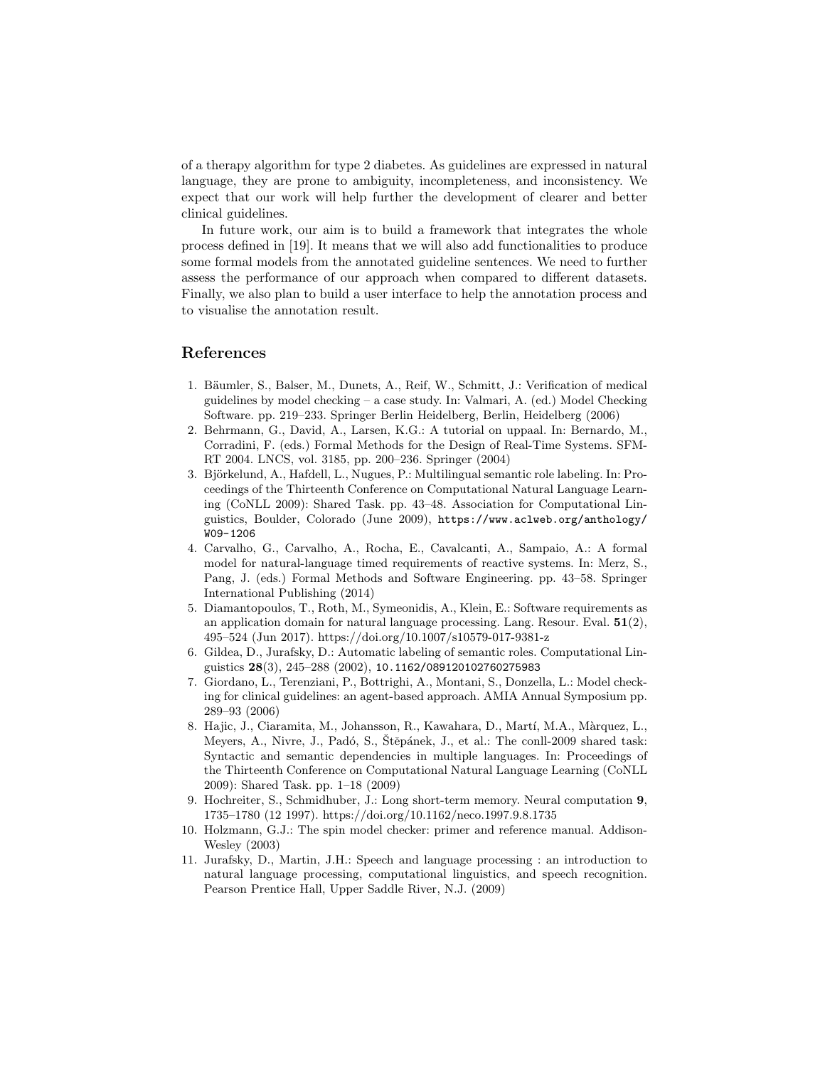of a therapy algorithm for type 2 diabetes. As guidelines are expressed in natural language, they are prone to ambiguity, incompleteness, and inconsistency. We expect that our work will help further the development of clearer and better clinical guidelines.

In future work, our aim is to build a framework that integrates the whole process defined in [19]. It means that we will also add functionalities to produce some formal models from the annotated guideline sentences. We need to further assess the performance of our approach when compared to different datasets. Finally, we also plan to build a user interface to help the annotation process and to visualise the annotation result.

## References

1. Bäumler, S., Balser, M., Dunets, A., Reif, W., Schmitt, J.: Verification of medical guidelines by model checking – a case study. In: Valmari, A. (ed.) Model Checking Software. pp. 219–233. Springer Berlin Heidelberg, Berlin, Heidelberg (2006)
2. Behrmann, G., David, A., Larsen, K.G.: A tutorial on uppaal. In: Bernardo, M., Corradini, F. (eds.) Formal Methods for the Design of Real-Time Systems. SFM-RT 2004. LNCS, vol. 3185, pp. 200–236. Springer (2004)
3. Björkelund, A., Hafdell, L., Nugues, P.: Multilingual semantic role labeling. In: Proceedings of the Thirteenth Conference on Computational Natural Language Learning (CoNLL 2009): Shared Task. pp. 43–48. Association for Computational Linguistics, Boulder, Colorado (June 2009), `https://www.aclweb.org/anthology/W09-1206`
4. Carvalho, G., Carvalho, A., Rocha, E., Cavalcanti, A., Sampaio, A.: A formal model for natural-language timed requirements of reactive systems. In: Merz, S., Pang, J. (eds.) Formal Methods and Software Engineering. pp. 43–58. Springer International Publishing (2014)
5. Diamantopoulos, T., Roth, M., Symeonidis, A., Klein, E.: Software requirements as an application domain for natural language processing. Lang. Resour. Eval. **51**(2), 495–524 (Jun 2017). https://doi.org/10.1007/s10579-017-9381-z
6. Gildea, D., Jurafsky, D.: Automatic labeling of semantic roles. Computational Linguistics **28**(3), 245–288 (2002), `10.1162/089120102760275983`
7. Giordano, L., Terenziani, P., Bottrighi, A., Montani, S., Donzella, L.: Model checking for clinical guidelines: an agent-based approach. AMIA Annual Symposium pp. 289–93 (2006)
8. Hajic, J., Ciaramita, M., Johansson, R., Kawahara, D., Martí, M.A., Màrquez, L., Meyers, A., Nivre, J., Padó, S., Štěpánek, J., et al.: The conll-2009 shared task: Syntactic and semantic dependencies in multiple languages. In: Proceedings of the Thirteenth Conference on Computational Natural Language Learning (CoNLL 2009): Shared Task. pp. 1–18 (2009)
9. Hochreiter, S., Schmidhuber, J.: Long short-term memory. Neural computation **9**, 1735–1780 (12 1997). https://doi.org/10.1162/neco.1997.9.8.1735
10. Holzmann, G.J.: The spin model checker: primer and reference manual. Addison-Wesley (2003)
11. Jurafsky, D., Martin, J.H.: Speech and language processing : an introduction to natural language processing, computational linguistics, and speech recognition. Pearson Prentice Hall, Upper Saddle River, N.J. (2009)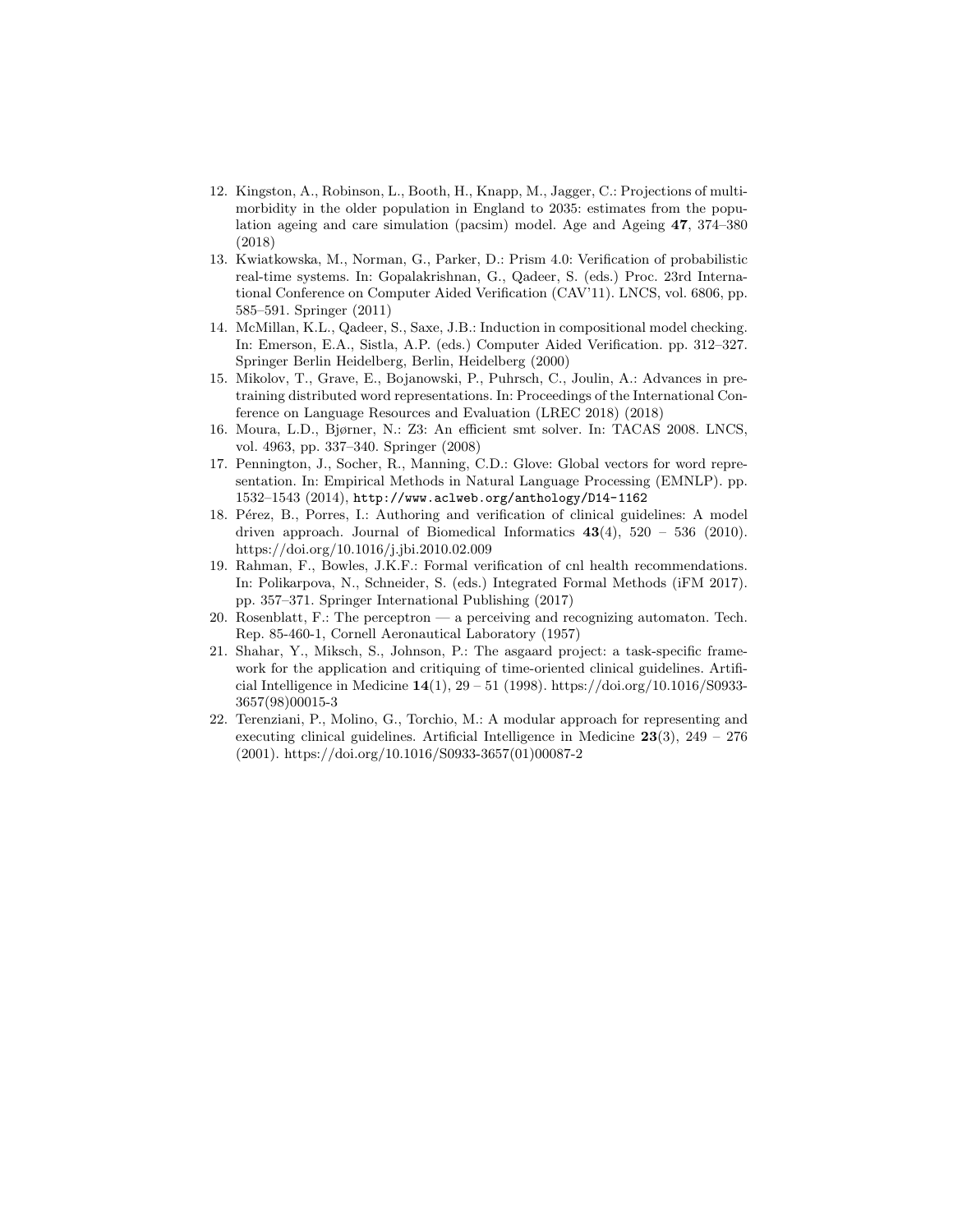12. Kingston, A., Robinson, L., Booth, H., Knapp, M., Jagger, C.: Projections of multi-morbidity in the older population in England to 2035: estimates from the population ageing and care simulation (pacsim) model. Age and Ageing **47**, 374–380 (2018)
13. Kwiatkowska, M., Norman, G., Parker, D.: Prism 4.0: Verification of probabilistic real-time systems. In: Gopalakrishnan, G., Qadeer, S. (eds.) Proc. 23rd International Conference on Computer Aided Verification (CAV'11). LNCS, vol. 6806, pp. 585–591. Springer (2011)
14. McMillan, K.L., Qadeer, S., Saxe, J.B.: Induction in compositional model checking. In: Emerson, E.A., Sistla, A.P. (eds.) Computer Aided Verification. pp. 312–327. Springer Berlin Heidelberg, Berlin, Heidelberg (2000)
15. Mikolov, T., Grave, E., Bojanowski, P., Puhrsch, C., Joulin, A.: Advances in pre-training distributed word representations. In: Proceedings of the International Conference on Language Resources and Evaluation (LREC 2018) (2018)
16. Moura, L.D., Bjørner, N.: Z3: An efficient smt solver. In: TACAS 2008. LNCS, vol. 4963, pp. 337–340. Springer (2008)
17. Pennington, J., Socher, R., Manning, C.D.: Glove: Global vectors for word representation. In: Empirical Methods in Natural Language Processing (EMNLP). pp. 1532–1543 (2014), `http://www.aclweb.org/anthology/D14-1162`
18. Pérez, B., Porres, I.: Authoring and verification of clinical guidelines: A model driven approach. Journal of Biomedical Informatics **43**(4), 520 – 536 (2010). https://doi.org/10.1016/j.jbi.2010.02.009
19. Rahman, F., Bowles, J.K.F.: Formal verification of cnl health recommendations. In: Polikarpova, N., Schneider, S. (eds.) Integrated Formal Methods (iFM 2017). pp. 357–371. Springer International Publishing (2017)
20. Rosenblatt, F.: The perceptron — a perceiving and recognizing automaton. Tech. Rep. 85-460-1, Cornell Aeronautical Laboratory (1957)
21. Shahar, Y., Miksch, S., Johnson, P.: The asgaard project: a task-specific framework for the application and critiquing of time-oriented clinical guidelines. Artificial Intelligence in Medicine **14**(1), 29 – 51 (1998). https://doi.org/10.1016/S0933-3657(98)00015-3
22. Terenziani, P., Molino, G., Torchio, M.: A modular approach for representing and executing clinical guidelines. Artificial Intelligence in Medicine **23**(3), 249 – 276 (2001). https://doi.org/10.1016/S0933-3657(01)00087-2